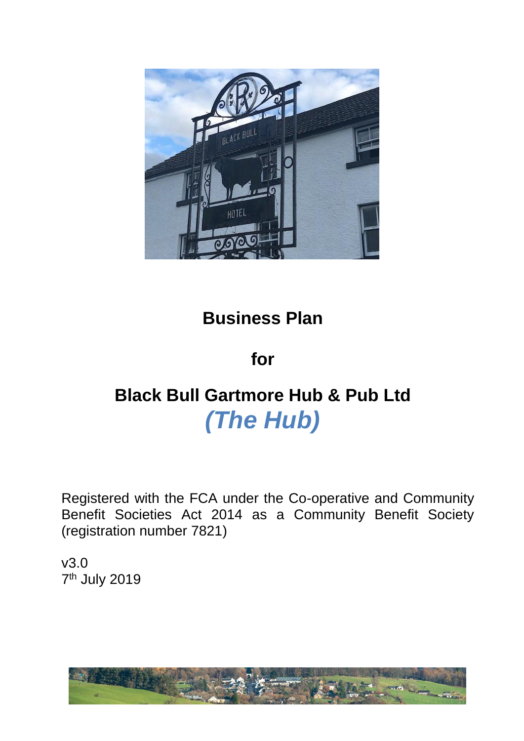# Business Plan

## for

## Black Bull Gartmore Hub & Pub Ltd

## *(The Hub)*

Registered with the FCA under the Co-operative and Community Benefit Societies Act 2014 as a Community Benefit Society (registration number 7821)

v3.0
7th July 2019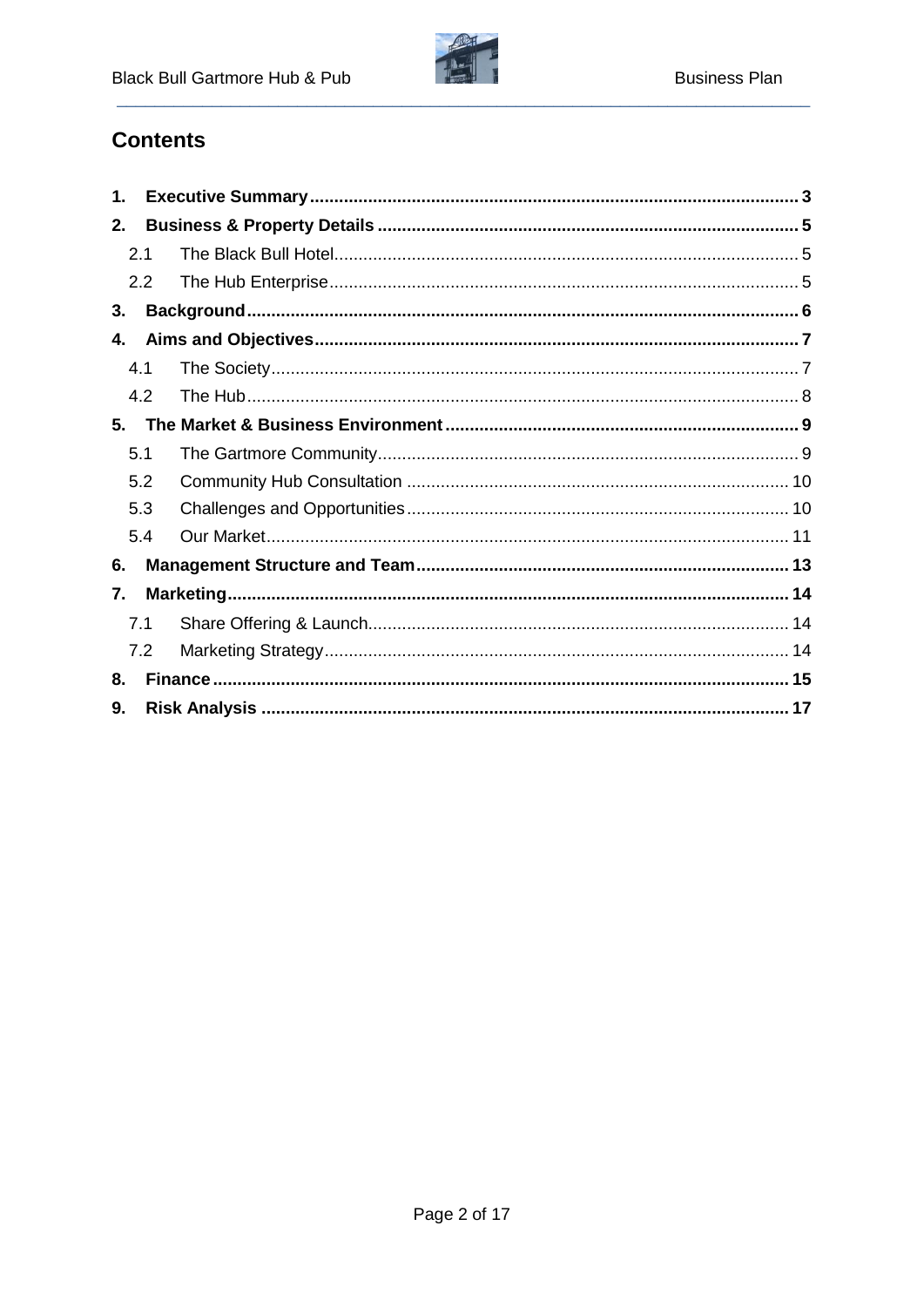## Contents

1. **Executive Summary** ..... 3
2. **Business & Property Details** ..... 5
   - 2.1 The Black Bull Hotel ..... 5
   - 2.2 The Hub Enterprise ..... 5
3. **Background** ..... 6
4. **Aims and Objectives** ..... 7
   - 4.1 The Society ..... 7
   - 4.2 The Hub ..... 8
5. **The Market & Business Environment** ..... 9
   - 5.1 The Gartmore Community ..... 9
   - 5.2 Community Hub Consultation ..... 10
   - 5.3 Challenges and Opportunities ..... 10
   - 5.4 Our Market ..... 11
6. **Management Structure and Team** ..... 13
7. **Marketing** ..... 14
   - 7.1 Share Offering & Launch ..... 14
   - 7.2 Marketing Strategy ..... 14
8. **Finance** ..... 15
9. **Risk Analysis** ..... 17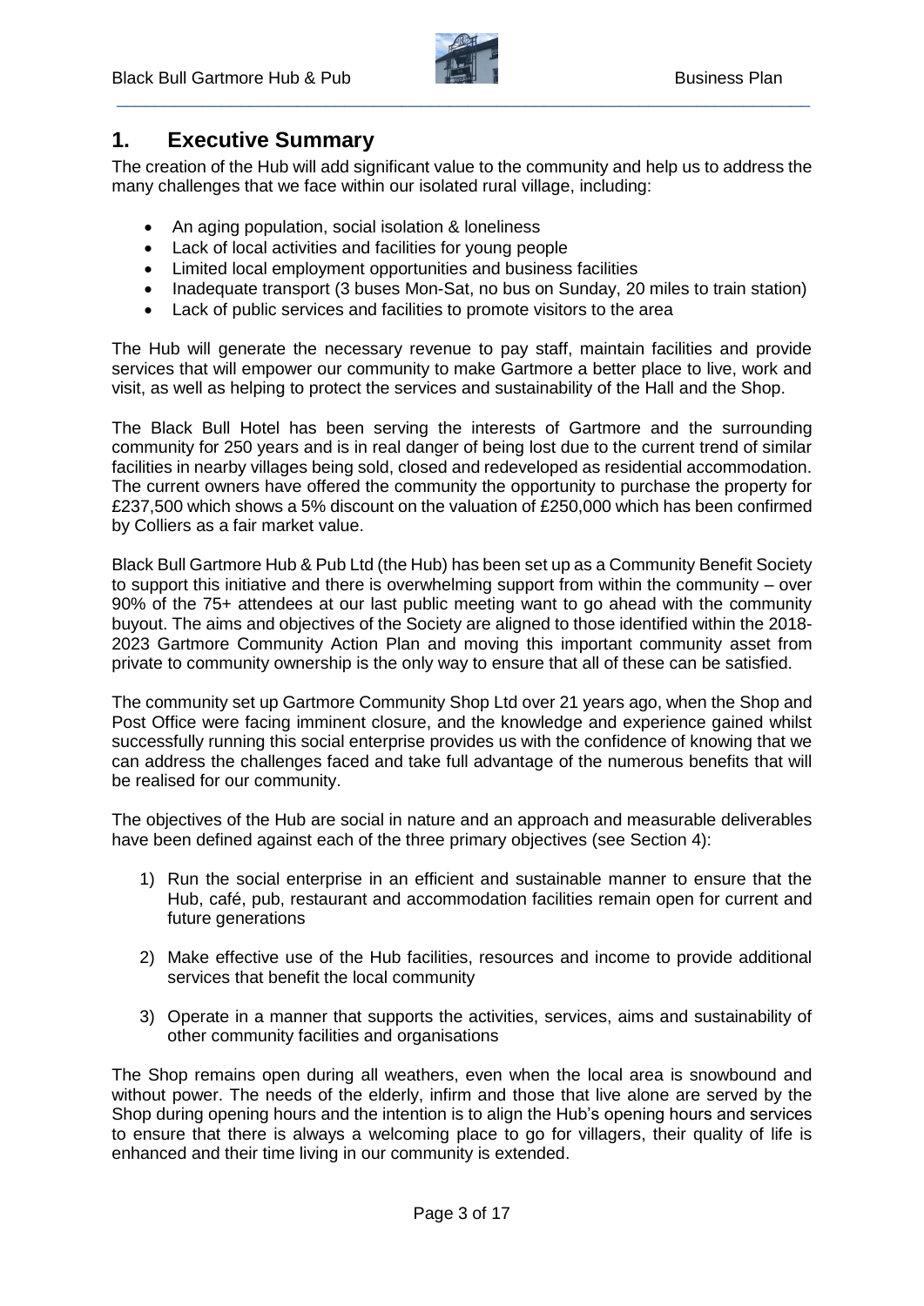# 1. Executive Summary

The creation of the Hub will add significant value to the community and help us to address the many challenges that we face within our isolated rural village, including:

- An aging population, social isolation & loneliness
- Lack of local activities and facilities for young people
- Limited local employment opportunities and business facilities
- Inadequate transport (3 buses Mon-Sat, no bus on Sunday, 20 miles to train station)
- Lack of public services and facilities to promote visitors to the area

The Hub will generate the necessary revenue to pay staff, maintain facilities and provide services that will empower our community to make Gartmore a better place to live, work and visit, as well as helping to protect the services and sustainability of the Hall and the Shop.

The Black Bull Hotel has been serving the interests of Gartmore and the surrounding community for 250 years and is in real danger of being lost due to the current trend of similar facilities in nearby villages being sold, closed and redeveloped as residential accommodation. The current owners have offered the community the opportunity to purchase the property for £237,500 which shows a 5% discount on the valuation of £250,000 which has been confirmed by Colliers as a fair market value.

Black Bull Gartmore Hub & Pub Ltd (the Hub) has been set up as a Community Benefit Society to support this initiative and there is overwhelming support from within the community – over 90% of the 75+ attendees at our last public meeting want to go ahead with the community buyout. The aims and objectives of the Society are aligned to those identified within the 2018-2023 Gartmore Community Action Plan and moving this important community asset from private to community ownership is the only way to ensure that all of these can be satisfied.

The community set up Gartmore Community Shop Ltd over 21 years ago, when the Shop and Post Office were facing imminent closure, and the knowledge and experience gained whilst successfully running this social enterprise provides us with the confidence of knowing that we can address the challenges faced and take full advantage of the numerous benefits that will be realised for our community.

The objectives of the Hub are social in nature and an approach and measurable deliverables have been defined against each of the three primary objectives (see Section 4):

1) Run the social enterprise in an efficient and sustainable manner to ensure that the Hub, café, pub, restaurant and accommodation facilities remain open for current and future generations
2) Make effective use of the Hub facilities, resources and income to provide additional services that benefit the local community
3) Operate in a manner that supports the activities, services, aims and sustainability of other community facilities and organisations

The Shop remains open during all weathers, even when the local area is snowbound and without power. The needs of the elderly, infirm and those that live alone are served by the Shop during opening hours and the intention is to align the Hub's opening hours and services to ensure that there is always a welcoming place to go for villagers, their quality of life is enhanced and their time living in our community is extended.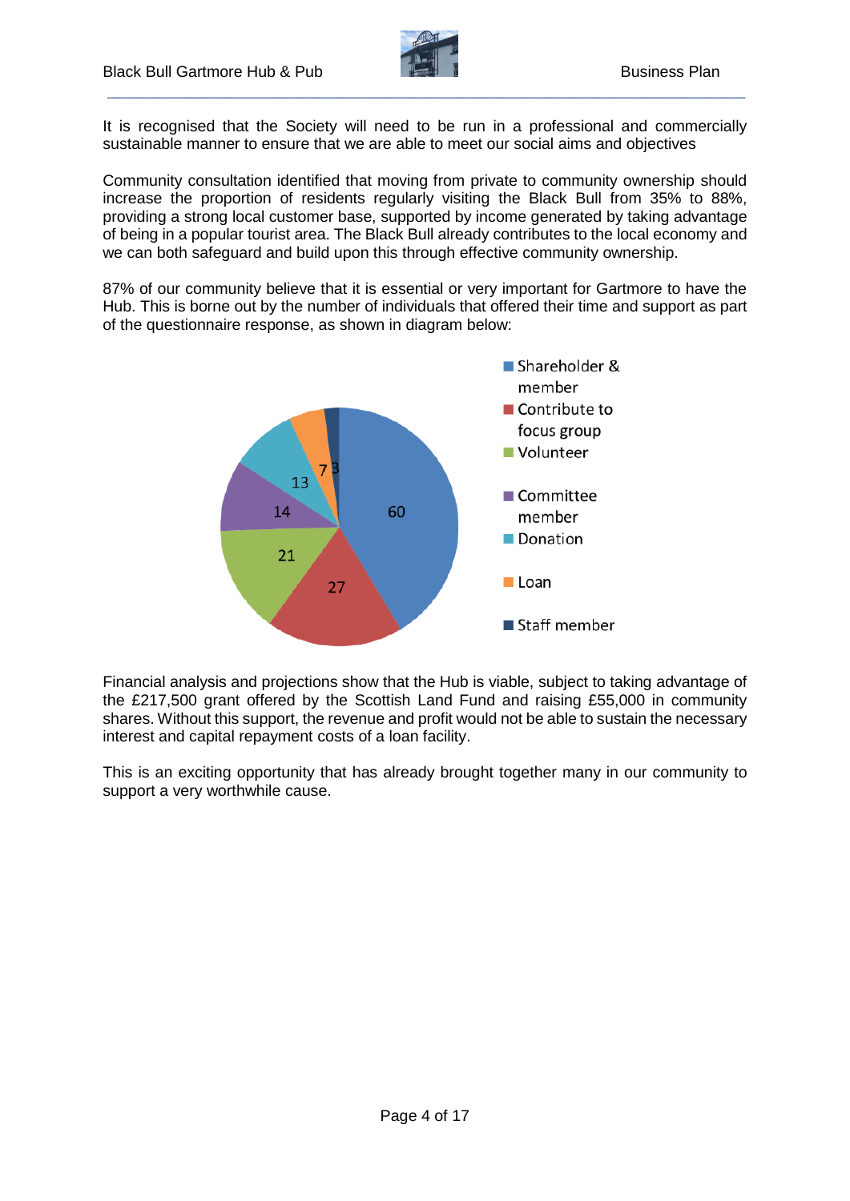It is recognised that the Society will need to be run in a professional and commercially sustainable manner to ensure that we are able to meet our social aims and objectives

Community consultation identified that moving from private to community ownership should increase the proportion of residents regularly visiting the Black Bull from 35% to 88%, providing a strong local customer base, supported by income generated by taking advantage of being in a popular tourist area. The Black Bull already contributes to the local economy and we can both safeguard and build upon this through effective community ownership.

87% of our community believe that it is essential or very important for Gartmore to have the Hub. This is borne out by the number of individuals that offered their time and support as part of the questionnaire response, as shown in diagram below:

| Category | Count |
|---|---|
| Shareholder & member | 60 |
| Contribute to focus group | 27 |
| Volunteer | 21 |
| Committee member | 14 |
| Donation | 13 |
| Loan | 7 |
| Staff member | 3 |

Financial analysis and projections show that the Hub is viable, subject to taking advantage of the £217,500 grant offered by the Scottish Land Fund and raising £55,000 in community shares. Without this support, the revenue and profit would not be able to sustain the necessary interest and capital repayment costs of a loan facility.

This is an exciting opportunity that has already brought together many in our community to support a very worthwhile cause.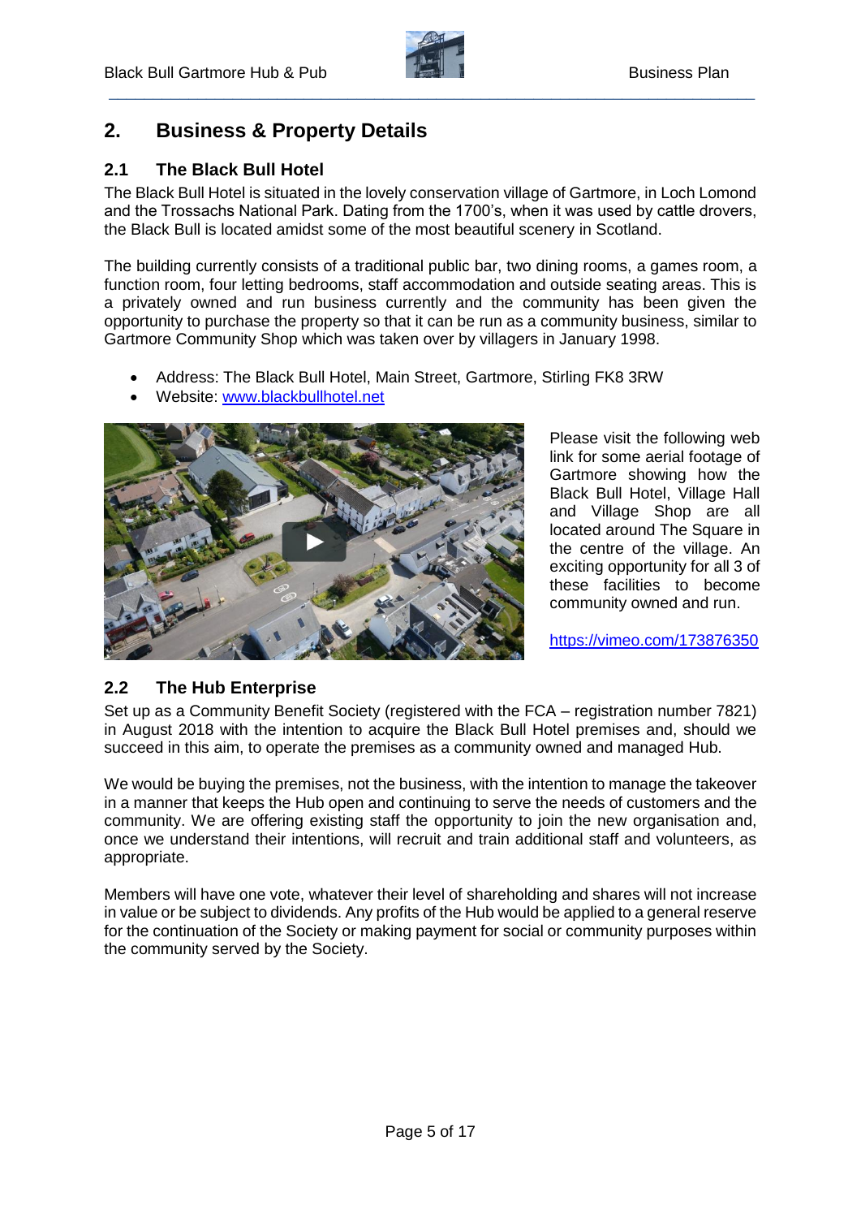## 2. Business & Property Details

### 2.1 The Black Bull Hotel

The Black Bull Hotel is situated in the lovely conservation village of Gartmore, in Loch Lomond and the Trossachs National Park. Dating from the 1700's, when it was used by cattle drovers, the Black Bull is located amidst some of the most beautiful scenery in Scotland.

The building currently consists of a traditional public bar, two dining rooms, a games room, a function room, four letting bedrooms, staff accommodation and outside seating areas. This is a privately owned and run business currently and the community has been given the opportunity to purchase the property so that it can be run as a community business, similar to Gartmore Community Shop which was taken over by villagers in January 1998.

- Address: The Black Bull Hotel, Main Street, Gartmore, Stirling FK8 3RW
- Website: www.blackbullhotel.net

Please visit the following web link for some aerial footage of Gartmore showing how the Black Bull Hotel, Village Hall and Village Shop are all located around The Square in the centre of the village. An exciting opportunity for all 3 of these facilities to become community owned and run.

https://vimeo.com/173876350

### 2.2 The Hub Enterprise

Set up as a Community Benefit Society (registered with the FCA – registration number 7821) in August 2018 with the intention to acquire the Black Bull Hotel premises and, should we succeed in this aim, to operate the premises as a community owned and managed Hub.

We would be buying the premises, not the business, with the intention to manage the takeover in a manner that keeps the Hub open and continuing to serve the needs of customers and the community. We are offering existing staff the opportunity to join the new organisation and, once we understand their intentions, will recruit and train additional staff and volunteers, as appropriate.

Members will have one vote, whatever their level of shareholding and shares will not increase in value or be subject to dividends. Any profits of the Hub would be applied to a general reserve for the continuation of the Society or making payment for social or community purposes within the community served by the Society.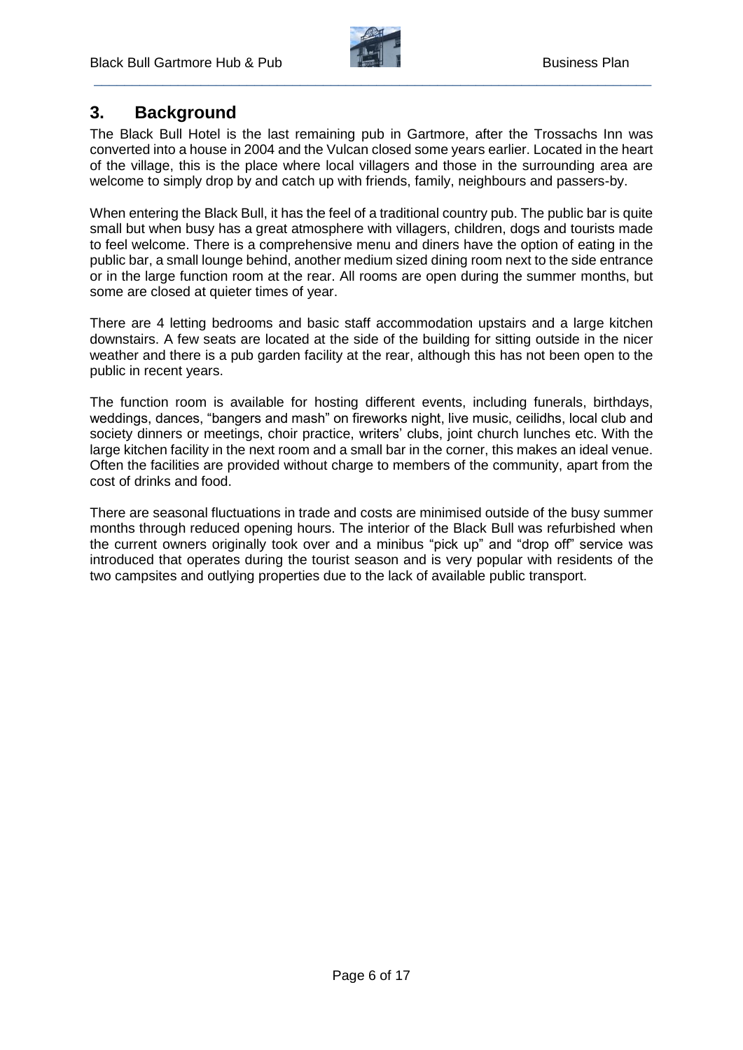## 3. Background

The Black Bull Hotel is the last remaining pub in Gartmore, after the Trossachs Inn was converted into a house in 2004 and the Vulcan closed some years earlier. Located in the heart of the village, this is the place where local villagers and those in the surrounding area are welcome to simply drop by and catch up with friends, family, neighbours and passers-by.

When entering the Black Bull, it has the feel of a traditional country pub. The public bar is quite small but when busy has a great atmosphere with villagers, children, dogs and tourists made to feel welcome. There is a comprehensive menu and diners have the option of eating in the public bar, a small lounge behind, another medium sized dining room next to the side entrance or in the large function room at the rear. All rooms are open during the summer months, but some are closed at quieter times of year.

There are 4 letting bedrooms and basic staff accommodation upstairs and a large kitchen downstairs. A few seats are located at the side of the building for sitting outside in the nicer weather and there is a pub garden facility at the rear, although this has not been open to the public in recent years.

The function room is available for hosting different events, including funerals, birthdays, weddings, dances, "bangers and mash" on fireworks night, live music, ceilidhs, local club and society dinners or meetings, choir practice, writers' clubs, joint church lunches etc. With the large kitchen facility in the next room and a small bar in the corner, this makes an ideal venue. Often the facilities are provided without charge to members of the community, apart from the cost of drinks and food.

There are seasonal fluctuations in trade and costs are minimised outside of the busy summer months through reduced opening hours. The interior of the Black Bull was refurbished when the current owners originally took over and a minibus "pick up" and "drop off" service was introduced that operates during the tourist season and is very popular with residents of the two campsites and outlying properties due to the lack of available public transport.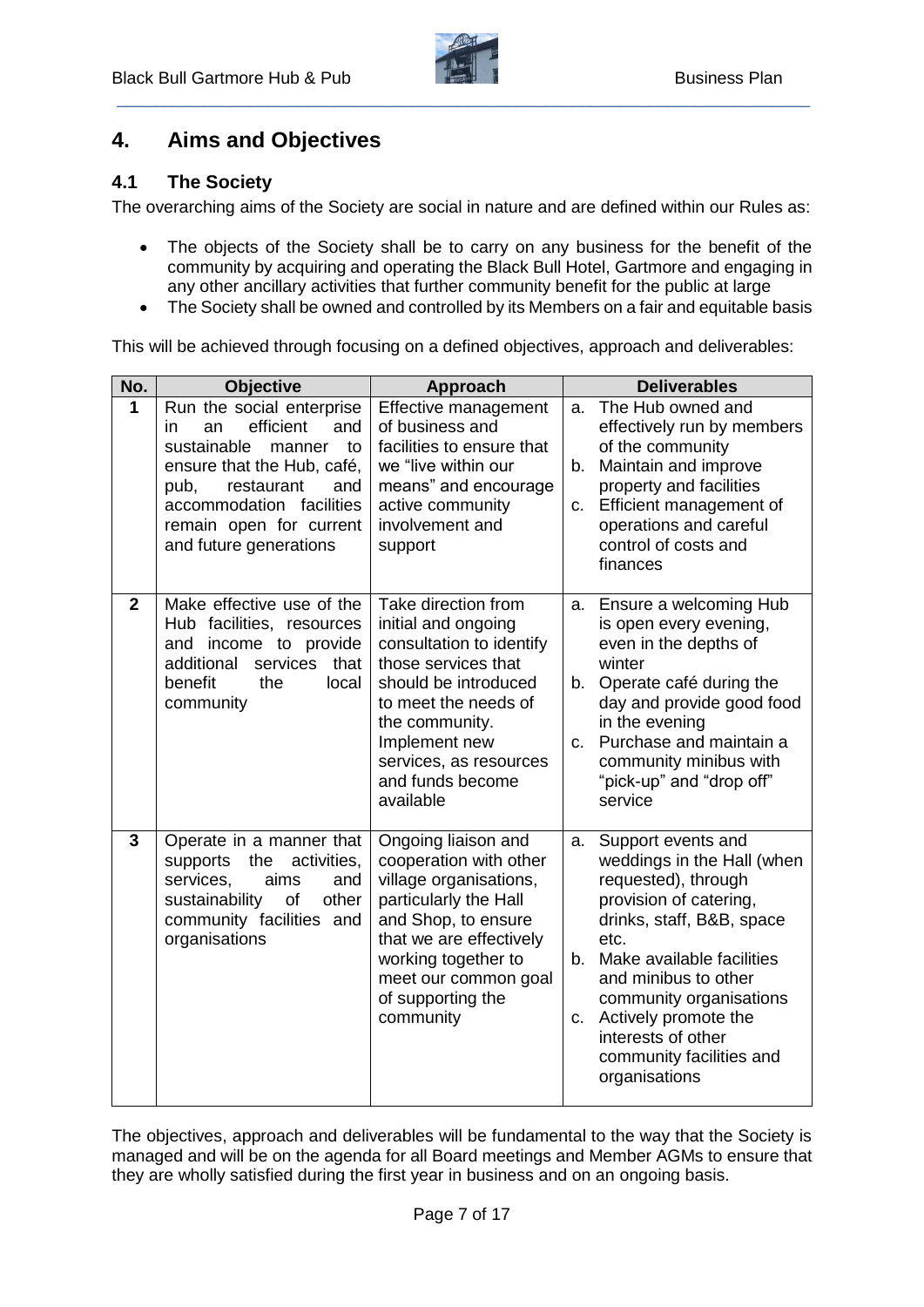## 4. Aims and Objectives

### 4.1 The Society

The overarching aims of the Society are social in nature and are defined within our Rules as:

- The objects of the Society shall be to carry on any business for the benefit of the community by acquiring and operating the Black Bull Hotel, Gartmore and engaging in any other ancillary activities that further community benefit for the public at large
- The Society shall be owned and controlled by its Members on a fair and equitable basis

This will be achieved through focusing on a defined objectives, approach and deliverables:

| No. | Objective | Approach | Deliverables |
|---|---|---|---|
| 1 | Run the social enterprise in an efficient and sustainable manner to ensure that the Hub, café, pub, restaurant and accommodation facilities remain open for current and future generations | Effective management of business and facilities to ensure that we "live within our means" and encourage active community involvement and support | a. The Hub owned and effectively run by members of the community<br>b. Maintain and improve property and facilities<br>c. Efficient management of operations and careful control of costs and finances |
| 2 | Make effective use of the Hub facilities, resources and income to provide additional services that benefit the local community | Take direction from initial and ongoing consultation to identify those services that should be introduced to meet the needs of the community. Implement new services, as resources and funds become available | a. Ensure a welcoming Hub is open every evening, even in the depths of winter<br>b. Operate café during the day and provide good food in the evening<br>c. Purchase and maintain a community minibus with "pick-up" and "drop off" service |
| 3 | Operate in a manner that supports the activities, services, aims and sustainability of other community facilities and organisations | Ongoing liaison and cooperation with other village organisations, particularly the Hall and Shop, to ensure that we are effectively working together to meet our common goal of supporting the community | a. Support events and weddings in the Hall (when requested), through provision of catering, drinks, staff, B&B, space etc.<br>b. Make available facilities and minibus to other community organisations<br>c. Actively promote the interests of other community facilities and organisations |

The objectives, approach and deliverables will be fundamental to the way that the Society is managed and will be on the agenda for all Board meetings and Member AGMs to ensure that they are wholly satisfied during the first year in business and on an ongoing basis.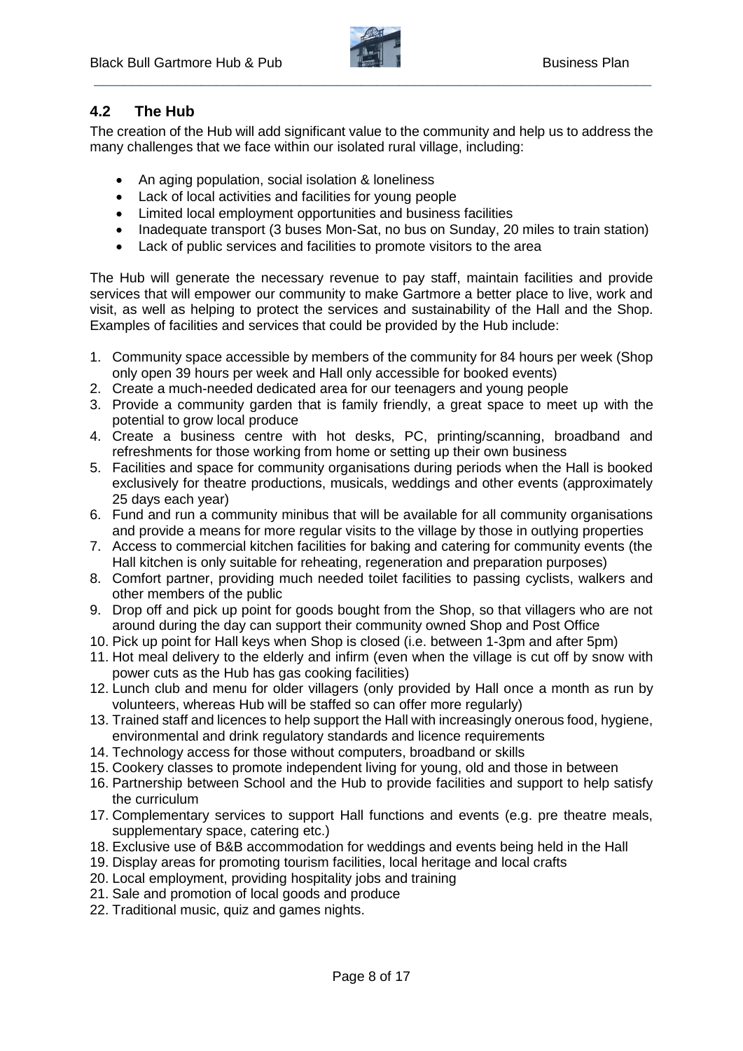## 4.2 The Hub

The creation of the Hub will add significant value to the community and help us to address the many challenges that we face within our isolated rural village, including:

- An aging population, social isolation & loneliness
- Lack of local activities and facilities for young people
- Limited local employment opportunities and business facilities
- Inadequate transport (3 buses Mon-Sat, no bus on Sunday, 20 miles to train station)
- Lack of public services and facilities to promote visitors to the area

The Hub will generate the necessary revenue to pay staff, maintain facilities and provide services that will empower our community to make Gartmore a better place to live, work and visit, as well as helping to protect the services and sustainability of the Hall and the Shop. Examples of facilities and services that could be provided by the Hub include:

1. Community space accessible by members of the community for 84 hours per week (Shop only open 39 hours per week and Hall only accessible for booked events)
2. Create a much-needed dedicated area for our teenagers and young people
3. Provide a community garden that is family friendly, a great space to meet up with the potential to grow local produce
4. Create a business centre with hot desks, PC, printing/scanning, broadband and refreshments for those working from home or setting up their own business
5. Facilities and space for community organisations during periods when the Hall is booked exclusively for theatre productions, musicals, weddings and other events (approximately 25 days each year)
6. Fund and run a community minibus that will be available for all community organisations and provide a means for more regular visits to the village by those in outlying properties
7. Access to commercial kitchen facilities for baking and catering for community events (the Hall kitchen is only suitable for reheating, regeneration and preparation purposes)
8. Comfort partner, providing much needed toilet facilities to passing cyclists, walkers and other members of the public
9. Drop off and pick up point for goods bought from the Shop, so that villagers who are not around during the day can support their community owned Shop and Post Office
10. Pick up point for Hall keys when Shop is closed (i.e. between 1-3pm and after 5pm)
11. Hot meal delivery to the elderly and infirm (even when the village is cut off by snow with power cuts as the Hub has gas cooking facilities)
12. Lunch club and menu for older villagers (only provided by Hall once a month as run by volunteers, whereas Hub will be staffed so can offer more regularly)
13. Trained staff and licences to help support the Hall with increasingly onerous food, hygiene, environmental and drink regulatory standards and licence requirements
14. Technology access for those without computers, broadband or skills
15. Cookery classes to promote independent living for young, old and those in between
16. Partnership between School and the Hub to provide facilities and support to help satisfy the curriculum
17. Complementary services to support Hall functions and events (e.g. pre theatre meals, supplementary space, catering etc.)
18. Exclusive use of B&B accommodation for weddings and events being held in the Hall
19. Display areas for promoting tourism facilities, local heritage and local crafts
20. Local employment, providing hospitality jobs and training
21. Sale and promotion of local goods and produce
22. Traditional music, quiz and games nights.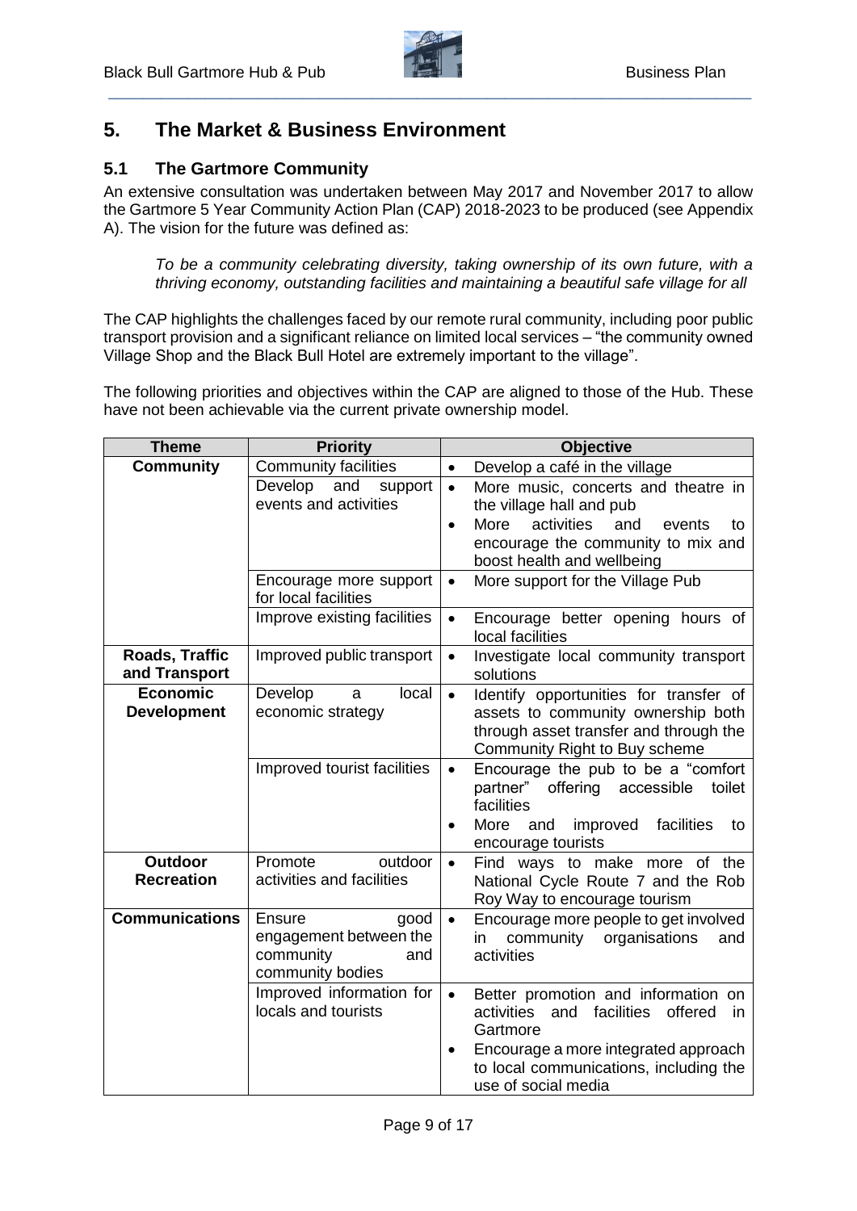# 5. The Market & Business Environment

## 5.1 The Gartmore Community

An extensive consultation was undertaken between May 2017 and November 2017 to allow the Gartmore 5 Year Community Action Plan (CAP) 2018-2023 to be produced (see Appendix A). The vision for the future was defined as:

> *To be a community celebrating diversity, taking ownership of its own future, with a thriving economy, outstanding facilities and maintaining a beautiful safe village for all*

The CAP highlights the challenges faced by our remote rural community, including poor public transport provision and a significant reliance on limited local services – "the community owned Village Shop and the Black Bull Hotel are extremely important to the village".

The following priorities and objectives within the CAP are aligned to those of the Hub. These have not been achievable via the current private ownership model.

| Theme | Priority | Objective |
|---|---|---|
| **Community** | Community facilities | • Develop a café in the village |
| | Develop and support events and activities | • More music, concerts and theatre in the village hall and pub<br>• More activities and events to encourage the community to mix and boost health and wellbeing |
| | Encourage more support for local facilities | • More support for the Village Pub |
| | Improve existing facilities | • Encourage better opening hours of local facilities |
| **Roads, Traffic and Transport** | Improved public transport | • Investigate local community transport solutions |
| **Economic Development** | Develop a local economic strategy | • Identify opportunities for transfer of assets to community ownership both through asset transfer and through the Community Right to Buy scheme |
| | Improved tourist facilities | • Encourage the pub to be a "comfort partner" offering accessible toilet facilities<br>• More and improved facilities to encourage tourists |
| **Outdoor Recreation** | Promote outdoor activities and facilities | • Find ways to make more of the National Cycle Route 7 and the Rob Roy Way to encourage tourism |
| **Communications** | Ensure good engagement between the community and community bodies | • Encourage more people to get involved in community organisations and activities |
| | Improved information for locals and tourists | • Better promotion and information on activities and facilities offered in Gartmore<br>• Encourage a more integrated approach to local communications, including the use of social media |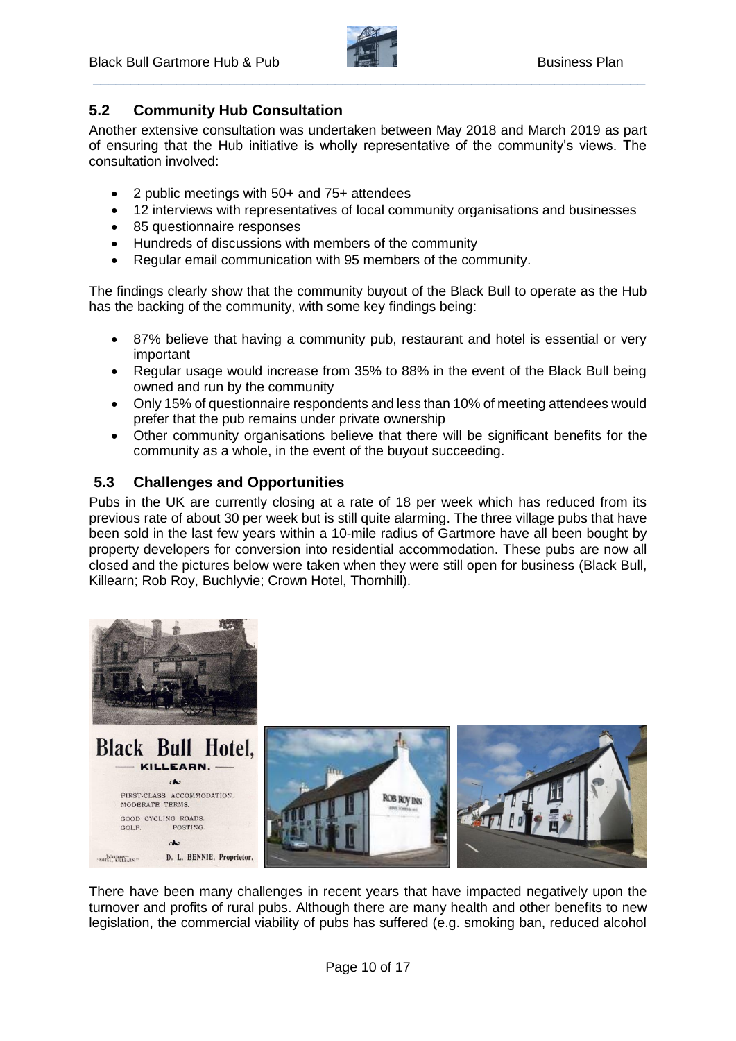## 5.2 Community Hub Consultation

Another extensive consultation was undertaken between May 2018 and March 2019 as part of ensuring that the Hub initiative is wholly representative of the community's views. The consultation involved:

- 2 public meetings with 50+ and 75+ attendees
- 12 interviews with representatives of local community organisations and businesses
- 85 questionnaire responses
- Hundreds of discussions with members of the community
- Regular email communication with 95 members of the community.

The findings clearly show that the community buyout of the Black Bull to operate as the Hub has the backing of the community, with some key findings being:

- 87% believe that having a community pub, restaurant and hotel is essential or very important
- Regular usage would increase from 35% to 88% in the event of the Black Bull being owned and run by the community
- Only 15% of questionnaire respondents and less than 10% of meeting attendees would prefer that the pub remains under private ownership
- Other community organisations believe that there will be significant benefits for the community as a whole, in the event of the buyout succeeding.

## 5.3 Challenges and Opportunities

Pubs in the UK are currently closing at a rate of 18 per week which has reduced from its previous rate of about 30 per week but is still quite alarming. The three village pubs that have been sold in the last few years within a 10-mile radius of Gartmore have all been bought by property developers for conversion into residential accommodation. These pubs are now all closed and the pictures below were taken when they were still open for business (Black Bull, Killearn; Rob Roy, Buchlyvie; Crown Hotel, Thornhill).

There have been many challenges in recent years that have impacted negatively upon the turnover and profits of rural pubs. Although there are many health and other benefits to new legislation, the commercial viability of pubs has suffered (e.g. smoking ban, reduced alcohol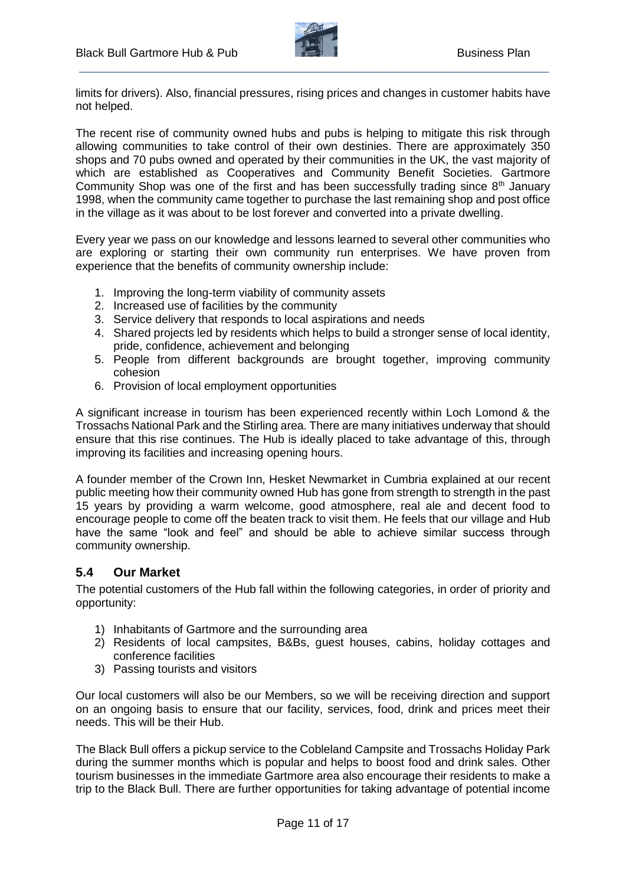limits for drivers). Also, financial pressures, rising prices and changes in customer habits have not helped.

The recent rise of community owned hubs and pubs is helping to mitigate this risk through allowing communities to take control of their own destinies. There are approximately 350 shops and 70 pubs owned and operated by their communities in the UK, the vast majority of which are established as Cooperatives and Community Benefit Societies. Gartmore Community Shop was one of the first and has been successfully trading since 8th January 1998, when the community came together to purchase the last remaining shop and post office in the village as it was about to be lost forever and converted into a private dwelling.

Every year we pass on our knowledge and lessons learned to several other communities who are exploring or starting their own community run enterprises. We have proven from experience that the benefits of community ownership include:

1. Improving the long-term viability of community assets
2. Increased use of facilities by the community
3. Service delivery that responds to local aspirations and needs
4. Shared projects led by residents which helps to build a stronger sense of local identity, pride, confidence, achievement and belonging
5. People from different backgrounds are brought together, improving community cohesion
6. Provision of local employment opportunities

A significant increase in tourism has been experienced recently within Loch Lomond & the Trossachs National Park and the Stirling area. There are many initiatives underway that should ensure that this rise continues. The Hub is ideally placed to take advantage of this, through improving its facilities and increasing opening hours.

A founder member of the Crown Inn, Hesket Newmarket in Cumbria explained at our recent public meeting how their community owned Hub has gone from strength to strength in the past 15 years by providing a warm welcome, good atmosphere, real ale and decent food to encourage people to come off the beaten track to visit them. He feels that our village and Hub have the same "look and feel" and should be able to achieve similar success through community ownership.

## 5.4 Our Market

The potential customers of the Hub fall within the following categories, in order of priority and opportunity:

1) Inhabitants of Gartmore and the surrounding area
2) Residents of local campsites, B&Bs, guest houses, cabins, holiday cottages and conference facilities
3) Passing tourists and visitors

Our local customers will also be our Members, so we will be receiving direction and support on an ongoing basis to ensure that our facility, services, food, drink and prices meet their needs. This will be their Hub.

The Black Bull offers a pickup service to the Cobleland Campsite and Trossachs Holiday Park during the summer months which is popular and helps to boost food and drink sales. Other tourism businesses in the immediate Gartmore area also encourage their residents to make a trip to the Black Bull. There are further opportunities for taking advantage of potential income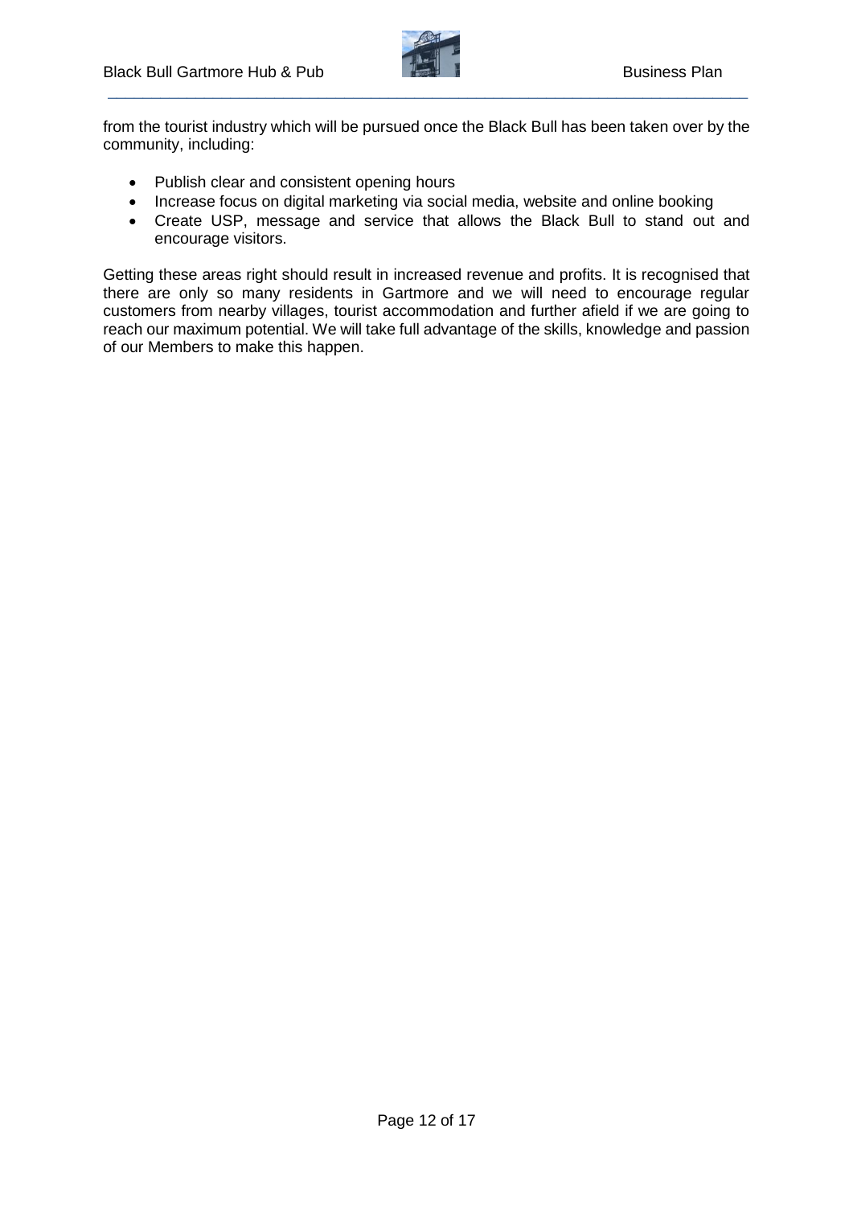from the tourist industry which will be pursued once the Black Bull has been taken over by the community, including:

- Publish clear and consistent opening hours
- Increase focus on digital marketing via social media, website and online booking
- Create USP, message and service that allows the Black Bull to stand out and encourage visitors.

Getting these areas right should result in increased revenue and profits. It is recognised that there are only so many residents in Gartmore and we will need to encourage regular customers from nearby villages, tourist accommodation and further afield if we are going to reach our maximum potential. We will take full advantage of the skills, knowledge and passion of our Members to make this happen.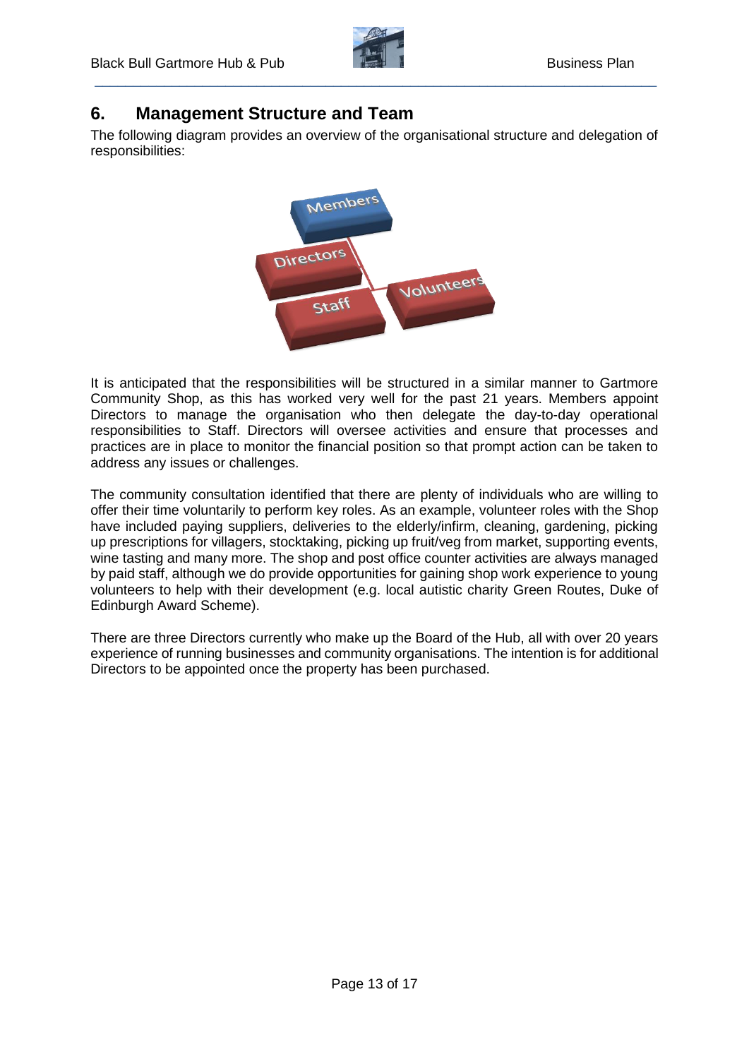## 6. Management Structure and Team

The following diagram provides an overview of the organisational structure and delegation of responsibilities:

It is anticipated that the responsibilities will be structured in a similar manner to Gartmore Community Shop, as this has worked very well for the past 21 years. Members appoint Directors to manage the organisation who then delegate the day-to-day operational responsibilities to Staff. Directors will oversee activities and ensure that processes and practices are in place to monitor the financial position so that prompt action can be taken to address any issues or challenges.

The community consultation identified that there are plenty of individuals who are willing to offer their time voluntarily to perform key roles. As an example, volunteer roles with the Shop have included paying suppliers, deliveries to the elderly/infirm, cleaning, gardening, picking up prescriptions for villagers, stocktaking, picking up fruit/veg from market, supporting events, wine tasting and many more. The shop and post office counter activities are always managed by paid staff, although we do provide opportunities for gaining shop work experience to young volunteers to help with their development (e.g. local autistic charity Green Routes, Duke of Edinburgh Award Scheme).

There are three Directors currently who make up the Board of the Hub, all with over 20 years experience of running businesses and community organisations. The intention is for additional Directors to be appointed once the property has been purchased.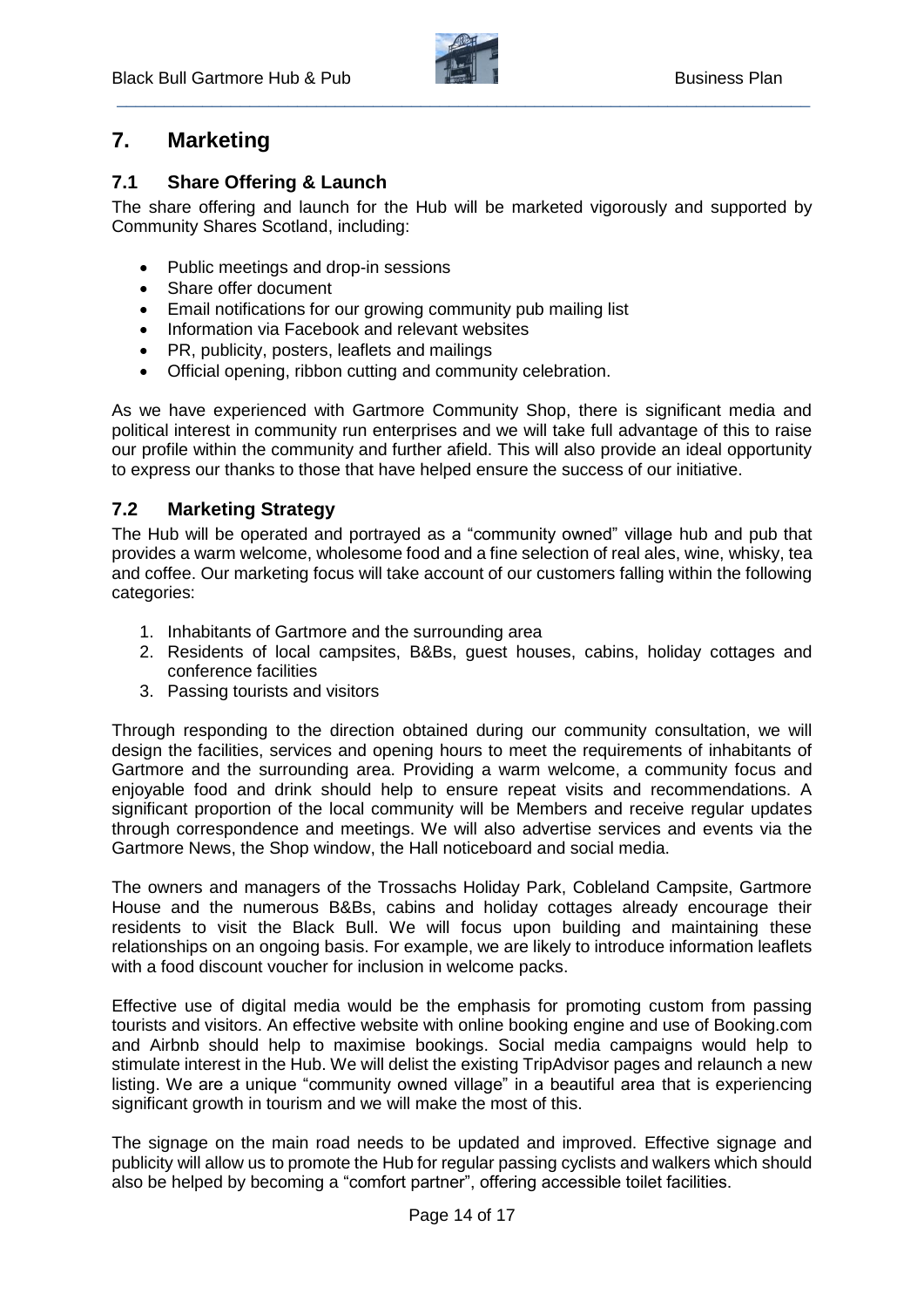# 7. Marketing

## 7.1 Share Offering & Launch

The share offering and launch for the Hub will be marketed vigorously and supported by Community Shares Scotland, including:

- Public meetings and drop-in sessions
- Share offer document
- Email notifications for our growing community pub mailing list
- Information via Facebook and relevant websites
- PR, publicity, posters, leaflets and mailings
- Official opening, ribbon cutting and community celebration.

As we have experienced with Gartmore Community Shop, there is significant media and political interest in community run enterprises and we will take full advantage of this to raise our profile within the community and further afield. This will also provide an ideal opportunity to express our thanks to those that have helped ensure the success of our initiative.

## 7.2 Marketing Strategy

The Hub will be operated and portrayed as a "community owned" village hub and pub that provides a warm welcome, wholesome food and a fine selection of real ales, wine, whisky, tea and coffee. Our marketing focus will take account of our customers falling within the following categories:

1. Inhabitants of Gartmore and the surrounding area
2. Residents of local campsites, B&Bs, guest houses, cabins, holiday cottages and conference facilities
3. Passing tourists and visitors

Through responding to the direction obtained during our community consultation, we will design the facilities, services and opening hours to meet the requirements of inhabitants of Gartmore and the surrounding area. Providing a warm welcome, a community focus and enjoyable food and drink should help to ensure repeat visits and recommendations. A significant proportion of the local community will be Members and receive regular updates through correspondence and meetings. We will also advertise services and events via the Gartmore News, the Shop window, the Hall noticeboard and social media.

The owners and managers of the Trossachs Holiday Park, Cobleland Campsite, Gartmore House and the numerous B&Bs, cabins and holiday cottages already encourage their residents to visit the Black Bull. We will focus upon building and maintaining these relationships on an ongoing basis. For example, we are likely to introduce information leaflets with a food discount voucher for inclusion in welcome packs.

Effective use of digital media would be the emphasis for promoting custom from passing tourists and visitors. An effective website with online booking engine and use of Booking.com and Airbnb should help to maximise bookings. Social media campaigns would help to stimulate interest in the Hub. We will delist the existing TripAdvisor pages and relaunch a new listing. We are a unique "community owned village" in a beautiful area that is experiencing significant growth in tourism and we will make the most of this.

The signage on the main road needs to be updated and improved. Effective signage and publicity will allow us to promote the Hub for regular passing cyclists and walkers which should also be helped by becoming a "comfort partner", offering accessible toilet facilities.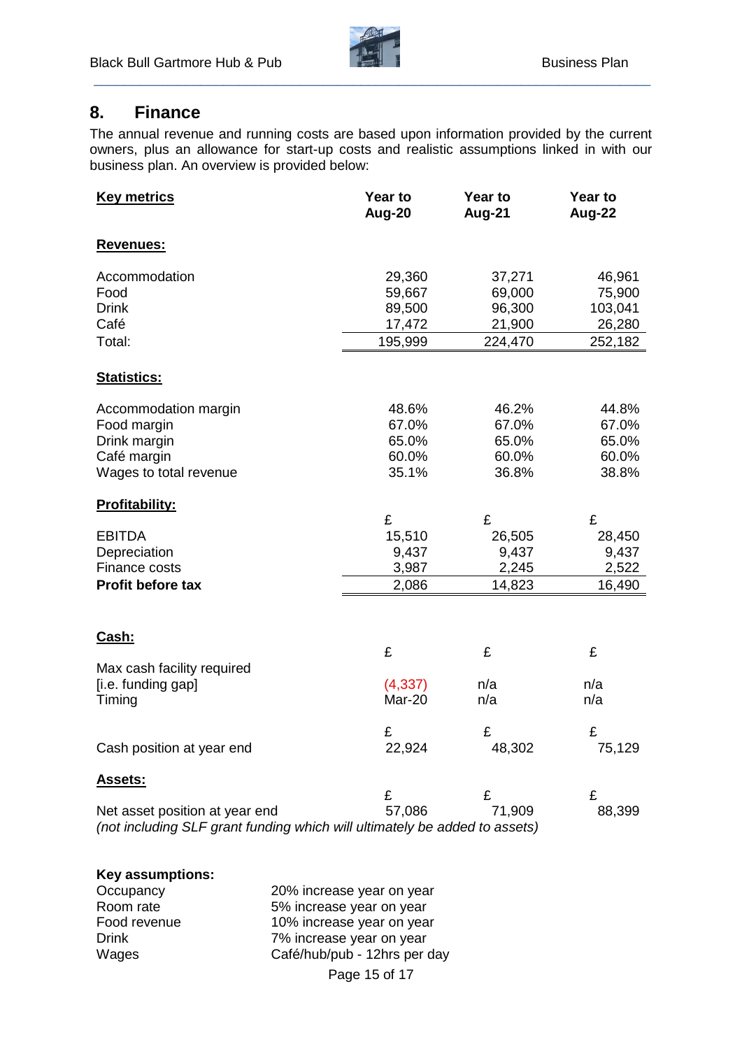## 8. Finance

The annual revenue and running costs are based upon information provided by the current owners, plus an allowance for start-up costs and realistic assumptions linked in with our business plan. An overview is provided below:

| **Key metrics** | **Year to Aug-20** | **Year to Aug-21** | **Year to Aug-22** |
|---|---|---|---|
| **Revenues:** | | | |
| Accommodation | 29,360 | 37,271 | 46,961 |
| Food | 59,667 | 69,000 | 75,900 |
| Drink | 89,500 | 96,300 | 103,041 |
| Café | 17,472 | 21,900 | 26,280 |
| Total: | 195,999 | 224,470 | 252,182 |
| **Statistics:** | | | |
| Accommodation margin | 48.6% | 46.2% | 44.8% |
| Food margin | 67.0% | 67.0% | 67.0% |
| Drink margin | 65.0% | 65.0% | 65.0% |
| Café margin | 60.0% | 60.0% | 60.0% |
| Wages to total revenue | 35.1% | 36.8% | 38.8% |
| **Profitability:** | £ | £ | £ |
| EBITDA | 15,510 | 26,505 | 28,450 |
| Depreciation | 9,437 | 9,437 | 9,437 |
| Finance costs | 3,987 | 2,245 | 2,522 |
| **Profit before tax** | 2,086 | 14,823 | 16,490 |
| **Cash:** | £ | £ | £ |
| Max cash facility required [i.e. funding gap] | (4,337) | n/a | n/a |
| Timing | Mar-20 | n/a | n/a |
| | £ | £ | £ |
| Cash position at year end | 22,924 | 48,302 | 75,129 |
| **Assets:** | £ | £ | £ |
| Net asset position at year end | 57,086 | 71,909 | 88,399 |

*(not including SLF grant funding which will ultimately be added to assets)*

**Key assumptions:**

| | |
|---|---|
| Occupancy | 20% increase year on year |
| Room rate | 5% increase year on year |
| Food revenue | 10% increase year on year |
| Drink | 7% increase year on year |
| Wages | Café/hub/pub - 12hrs per day |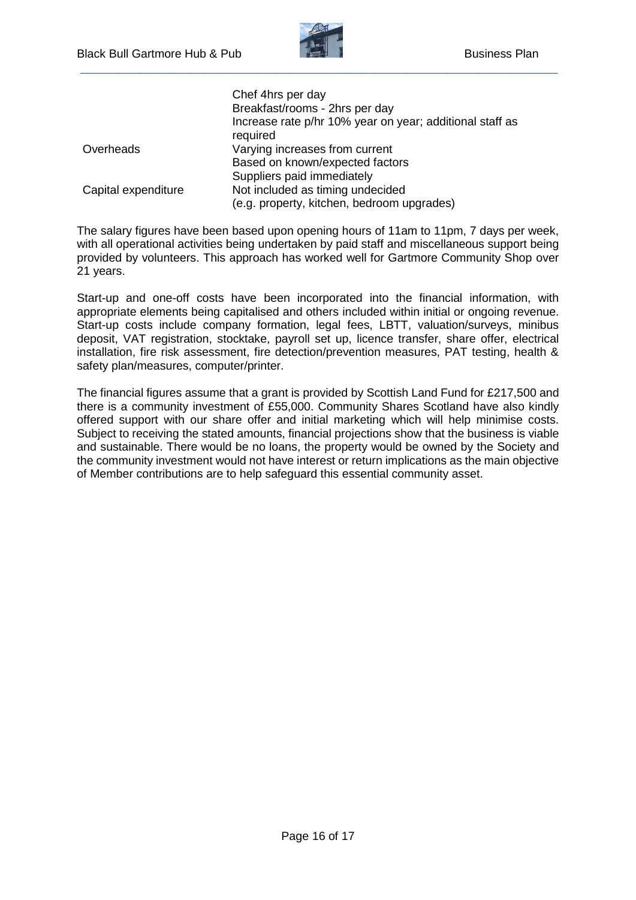| | |
|---|---|
| | Chef 4hrs per day |
| | Breakfast/rooms - 2hrs per day |
| | Increase rate p/hr 10% year on year; additional staff as required |
| Overheads | Varying increases from current |
| | Based on known/expected factors |
| | Suppliers paid immediately |
| Capital expenditure | Not included as timing undecided |
| | (e.g. property, kitchen, bedroom upgrades) |

The salary figures have been based upon opening hours of 11am to 11pm, 7 days per week, with all operational activities being undertaken by paid staff and miscellaneous support being provided by volunteers. This approach has worked well for Gartmore Community Shop over 21 years.

Start-up and one-off costs have been incorporated into the financial information, with appropriate elements being capitalised and others included within initial or ongoing revenue. Start-up costs include company formation, legal fees, LBTT, valuation/surveys, minibus deposit, VAT registration, stocktake, payroll set up, licence transfer, share offer, electrical installation, fire risk assessment, fire detection/prevention measures, PAT testing, health & safety plan/measures, computer/printer.

The financial figures assume that a grant is provided by Scottish Land Fund for £217,500 and there is a community investment of £55,000. Community Shares Scotland have also kindly offered support with our share offer and initial marketing which will help minimise costs. Subject to receiving the stated amounts, financial projections show that the business is viable and sustainable. There would be no loans, the property would be owned by the Society and the community investment would not have interest or return implications as the main objective of Member contributions are to help safeguard this essential community asset.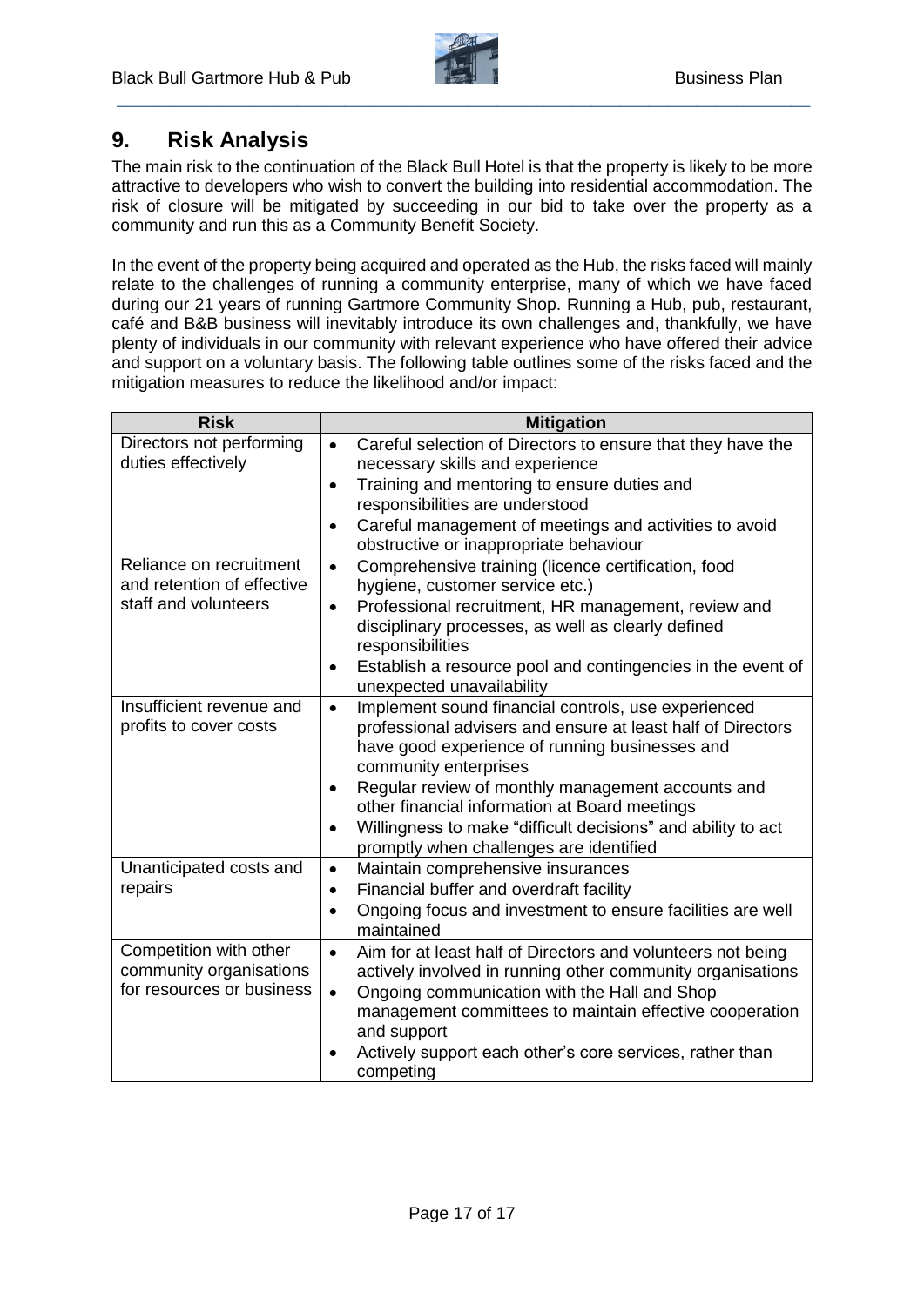## 9. Risk Analysis

The main risk to the continuation of the Black Bull Hotel is that the property is likely to be more attractive to developers who wish to convert the building into residential accommodation. The risk of closure will be mitigated by succeeding in our bid to take over the property as a community and run this as a Community Benefit Society.

In the event of the property being acquired and operated as the Hub, the risks faced will mainly relate to the challenges of running a community enterprise, many of which we have faced during our 21 years of running Gartmore Community Shop. Running a Hub, pub, restaurant, café and B&B business will inevitably introduce its own challenges and, thankfully, we have plenty of individuals in our community with relevant experience who have offered their advice and support on a voluntary basis. The following table outlines some of the risks faced and the mitigation measures to reduce the likelihood and/or impact:

| Risk | Mitigation |
|---|---|
| Directors not performing duties effectively | • Careful selection of Directors to ensure that they have the necessary skills and experience<br>• Training and mentoring to ensure duties and responsibilities are understood<br>• Careful management of meetings and activities to avoid obstructive or inappropriate behaviour |
| Reliance on recruitment and retention of effective staff and volunteers | • Comprehensive training (licence certification, food hygiene, customer service etc.)<br>• Professional recruitment, HR management, review and disciplinary processes, as well as clearly defined responsibilities<br>• Establish a resource pool and contingencies in the event of unexpected unavailability |
| Insufficient revenue and profits to cover costs | • Implement sound financial controls, use experienced professional advisers and ensure at least half of Directors have good experience of running businesses and community enterprises<br>• Regular review of monthly management accounts and other financial information at Board meetings<br>• Willingness to make "difficult decisions" and ability to act promptly when challenges are identified |
| Unanticipated costs and repairs | • Maintain comprehensive insurances<br>• Financial buffer and overdraft facility<br>• Ongoing focus and investment to ensure facilities are well maintained |
| Competition with other community organisations for resources or business | • Aim for at least half of Directors and volunteers not being actively involved in running other community organisations<br>• Ongoing communication with the Hall and Shop management committees to maintain effective cooperation and support<br>• Actively support each other's core services, rather than competing |